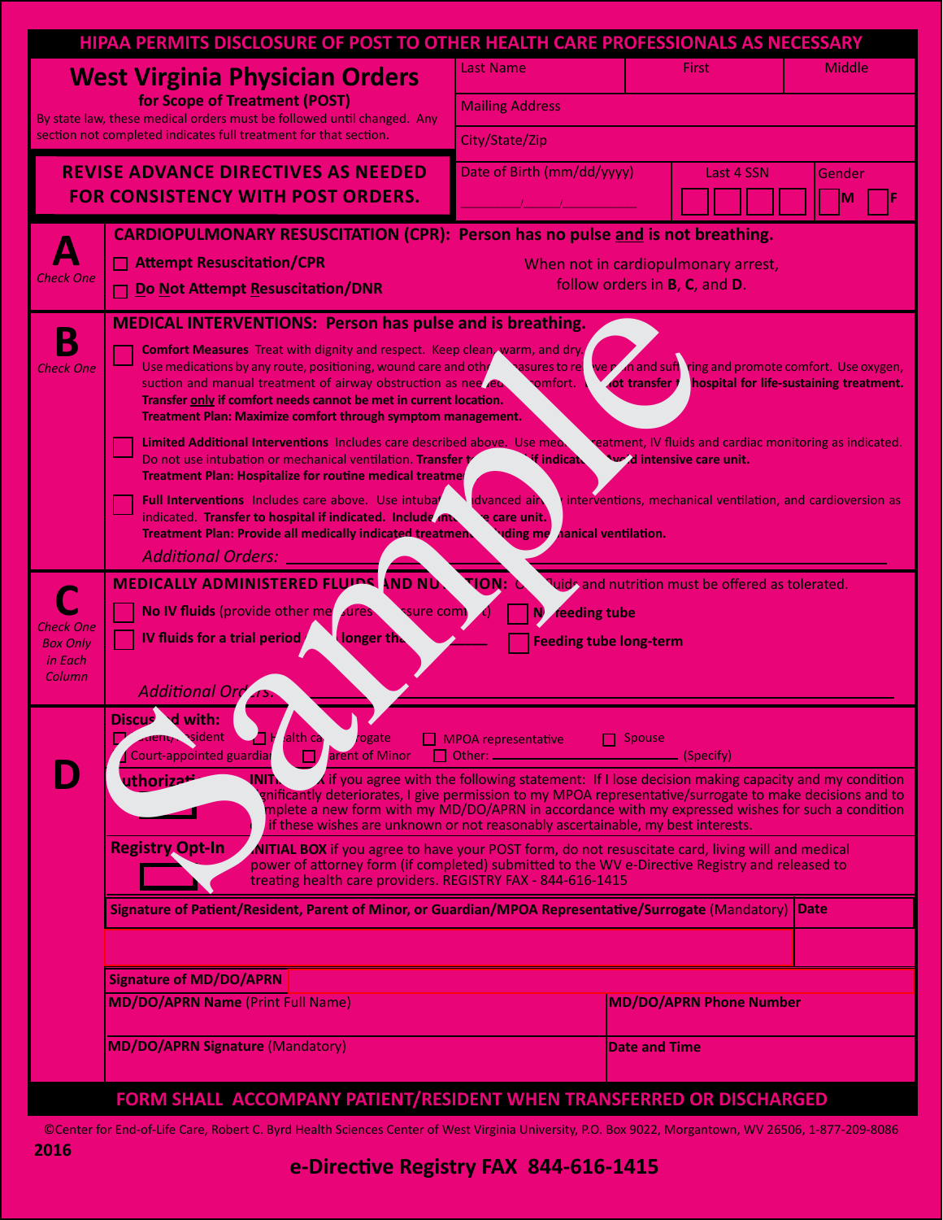**HIPAA PERMITS DISCLOSURE OF POST TO OTHER HEALTH CARE PROFESSIONALS AS NECESSARY**

# West Virginia Physician Orders

**for Scope of Treatment (POST)**

By state law, these medical orders must be followed until changed. Any section not completed indicates full treatment for that section.

**REVISE ADVANCE DIRECTIVES AS NEEDED FOR CONSISTENCY WITH POST ORDERS.**

| Last Name | First | Middle |
|---|---|---|
| Mailing Address | | |
| City/State/Zip | | |
| Date of Birth (mm/dd/yyyy) ____/____/________ | Last 4 SSN ☐☐☐☐ | Gender ☐M ☐F |

## A — Check One

**CARDIOPULMONARY RESUSCITATION (CPR): Person has no pulse and is not breathing.**

☐ **Attempt Resuscitation/CPR**

☐ **Do Not Attempt Resuscitation/DNR**

When not in cardiopulmonary arrest, follow orders in **B**, **C**, and **D**.

## B — Check One

**MEDICAL INTERVENTIONS: Person has pulse and is breathing.**

☐ **Comfort Measures** Treat with dignity and respect. Keep clean, warm, and dry. Use medications by any route, positioning, wound care and other measures to relieve pain and suffering and promote comfort. Use oxygen, suction and manual treatment of airway obstruction as needed for comfort. **Do not transfer to hospital for life-sustaining treatment. Transfer only if comfort needs cannot be met in current location.**
**Treatment Plan: Maximize comfort through symptom management.**

☐ **Limited Additional Interventions** Includes care described above. Use medical treatment, IV fluids and cardiac monitoring as indicated. Do not use intubation or mechanical ventilation. **Transfer to hospital if indicated. Avoid intensive care unit.**
**Treatment Plan: Hospitalize for routine medical treatment.**

☐ **Full Interventions** Includes care above. Use intubation, advanced airway interventions, mechanical ventilation, and cardioversion as indicated. **Transfer to hospital if indicated. Include intensive care unit.**
**Treatment Plan: Provide all medically indicated treatment including mechanical ventilation.**

*Additional Orders:* ______________________________

## C — Check One Box Only in Each Column

**MEDICALLY ADMINISTERED FLUIDS AND NUTRITION:** Oral fluids and nutrition must be offered as tolerated.

☐ **No IV fluids** (provide other measures to assure comfort)

☐ **IV fluids for a trial period of no longer than** ________

☐ **No feeding tube**

☐ **Feeding tube long-term**

*Additional Orders:* ______________________________

## D

**Discussed with:**

☐ Patient/Resident ☐ Health care surrogate ☐ MPOA representative ☐ Spouse
☐ Court-appointed guardian ☐ Parent of Minor ☐ Other: ____________ (Specify)

**Authorization** ☐ **INITIAL BOX** if you agree with the following statement: If I lose decision making capacity and my condition significantly deteriorates, I give permission to my MPOA representative/surrogate to make decisions and to complete a new form with my MD/DO/APRN in accordance with my expressed wishes for such a condition or, if these wishes are unknown or not reasonably ascertainable, my best interests.

**Registry Opt-In** ☐ **INITIAL BOX** if you agree to have your POST form, do not resuscitate card, living will and medical power of attorney form (if completed) submitted to the WV e-Directive Registry and released to treating health care providers. REGISTRY FAX - 844-616-1415

| **Signature of Patient/Resident, Parent of Minor, or Guardian/MPOA Representative/Surrogate** (Mandatory) | **Date** |
|---|---|
| | |

**Signature of MD/DO/APRN**

| **MD/DO/APRN Name** (Print Full Name) | **MD/DO/APRN Phone Number** |
|---|---|
| **MD/DO/APRN Signature** (Mandatory) | **Date and Time** |

**FORM SHALL ACCOMPANY PATIENT/RESIDENT WHEN TRANSFERRED OR DISCHARGED**

©Center for End-of-Life Care, Robert C. Byrd Health Sciences Center of West Virginia University, P.O. Box 9022, Morgantown, WV 26506, 1-877-209-8086

2016

**e-Directive Registry FAX 844-616-1415**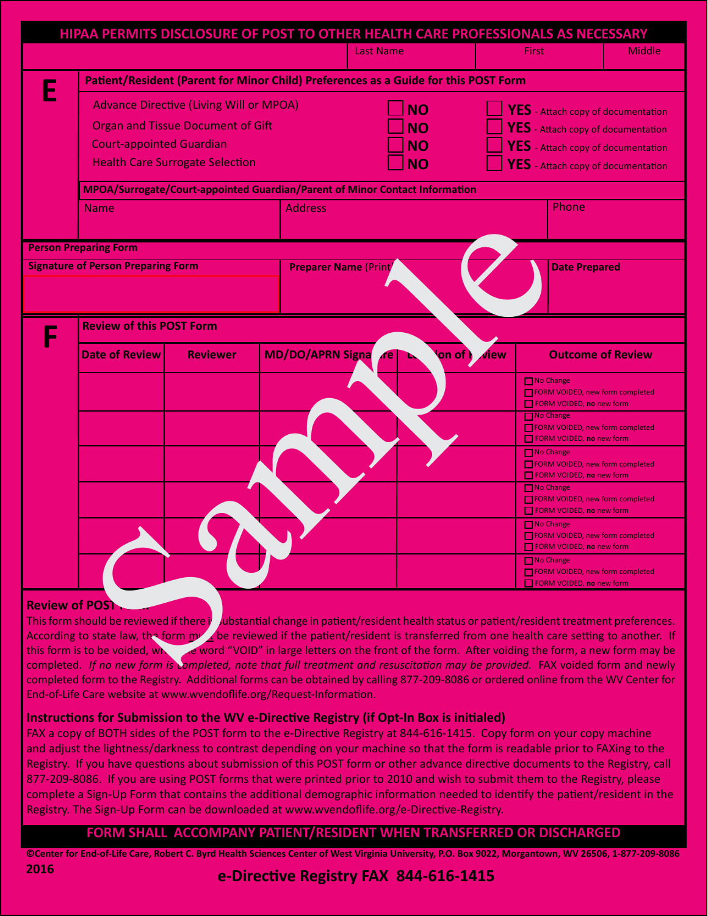**HIPAA PERMITS DISCLOSURE OF POST TO OTHER HEALTH CARE PROFESSIONALS AS NECESSARY**

| | Last Name | First | Middle |
|---|---|---|---|
| | | | |

## E

**Patient/Resident (Parent for Minor Child) Preferences as a Guide for this POST Form**

| | | |
|---|---|---|
| Advance Directive (Living Will or MPOA) | ☐ **NO** | ☐ **YES** - Attach copy of documentation |
| Organ and Tissue Document of Gift | ☐ **NO** | ☐ **YES** - Attach copy of documentation |
| Court-appointed Guardian | ☐ **NO** | ☐ **YES** - Attach copy of documentation |
| Health Care Surrogate Selection | ☐ **NO** | ☐ **YES** - Attach copy of documentation |

**MPOA/Surrogate/Court-appointed Guardian/Parent of Minor Contact Information**

| Name | Address | Phone |
|---|---|---|
| | | |

**Person Preparing Form**

| **Signature of Person Preparing Form** | **Preparer Name** (Print) | **Date Prepared** |
|---|---|---|
| | | |

## F

**Review of this POST Form**

| Date of Review | Reviewer | MD/DO/APRN Signature | Location of Review | Outcome of Review |
|---|---|---|---|---|
| | | | | ☐ No Change ☐ FORM VOIDED, new form completed ☐ FORM VOIDED, **no** new form |
| | | | | ☐ No Change ☐ FORM VOIDED, new form completed ☐ FORM VOIDED, **no** new form |
| | | | | ☐ No Change ☐ FORM VOIDED, new form completed ☐ FORM VOIDED, **no** new form |
| | | | | ☐ No Change ☐ FORM VOIDED, new form completed ☐ FORM VOIDED, **no** new form |
| | | | | ☐ No Change ☐ FORM VOIDED, new form completed ☐ FORM VOIDED, **no** new form |
| | | | | ☐ No Change ☐ FORM VOIDED, new form completed ☐ FORM VOIDED, **no** new form |

**Review of POST Form**

This form should be reviewed if there is substantial change in patient/resident health status or patient/resident treatment preferences. According to state law, the form must be reviewed if the patient/resident is transferred from one health care setting to another. If this form is to be voided, write the word "VOID" in large letters on the front of the form. After voiding the form, a new form may be completed. *If no new form is completed, note that full treatment and resuscitation may be provided.* FAX voided form and newly completed form to the Registry. Additional forms can be obtained by calling 877-209-8086 or ordered online from the WV Center for End-of-Life Care website at www.wvendoflife.org/Request-Information.

**Instructions for Submission to the WV e-Directive Registry (if Opt-In Box is initialed)**

FAX a copy of BOTH sides of the POST form to the e-Directive Registry at 844-616-1415. Copy form on your copy machine and adjust the lightness/darkness to contrast depending on your machine so that the form is readable prior to FAXing to the Registry. If you have questions about submission of this POST form or other advance directive documents to the Registry, call 877-209-8086. If you are using POST forms that were printed prior to 2010 and wish to submit them to the Registry, please complete a Sign-Up Form that contains the additional demographic information needed to identify the patient/resident in the Registry. The Sign-Up Form can be downloaded at www.wvendoflife.org/e-Directive-Registry.

**FORM SHALL ACCOMPANY PATIENT/RESIDENT WHEN TRANSFERRED OR DISCHARGED**

**©Center for End-of-Life Care, Robert C. Byrd Health Sciences Center of West Virginia University, P.O. Box 9022, Morgantown, WV 26506, 1-877-209-8086**

**2016**

**e-Directive Registry FAX 844-616-1415**